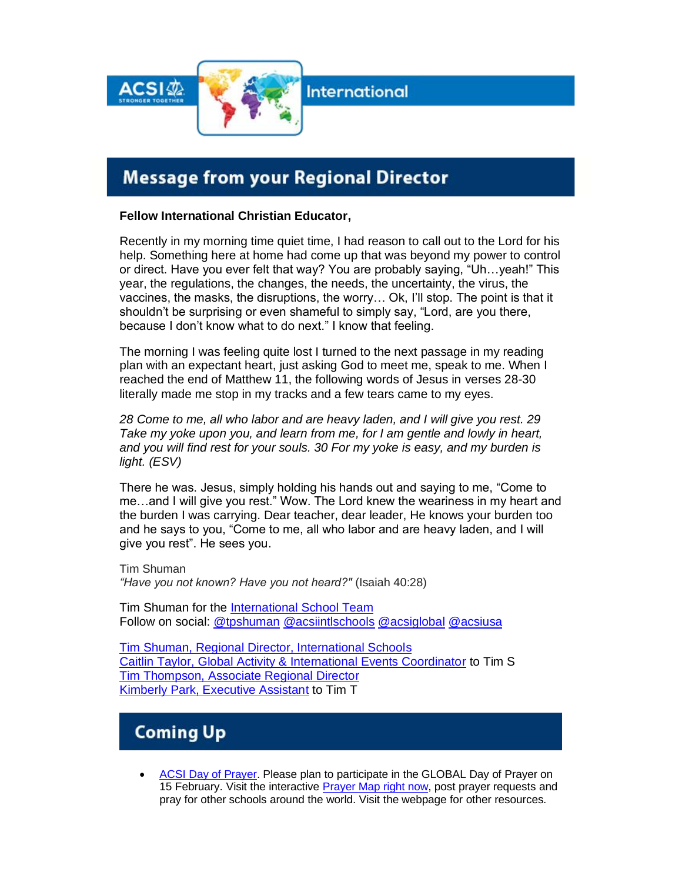ACSI STRONGER TOGETHER International

## Message from your Regional Director

**Fellow International Christian Educator,**

Recently in my morning time quiet time, I had reason to call out to the Lord for his help. Something here at home had come up that was beyond my power to control or direct. Have you ever felt that way? You are probably saying, "Uh…yeah!" This year, the regulations, the changes, the needs, the uncertainty, the virus, the vaccines, the masks, the disruptions, the worry… Ok, I'll stop. The point is that it shouldn't be surprising or even shameful to simply say, "Lord, are you there, because I don't know what to do next." I know that feeling.

The morning I was feeling quite lost I turned to the next passage in my reading plan with an expectant heart, just asking God to meet me, speak to me. When I reached the end of Matthew 11, the following words of Jesus in verses 28-30 literally made me stop in my tracks and a few tears came to my eyes.

*28 Come to me, all who labor and are heavy laden, and I will give you rest. 29 Take my yoke upon you, and learn from me, for I am gentle and lowly in heart, and you will find rest for your souls. 30 For my yoke is easy, and my burden is light. (ESV)*

There he was. Jesus, simply holding his hands out and saying to me, "Come to me…and I will give you rest." Wow. The Lord knew the weariness in my heart and the burden I was carrying. Dear teacher, dear leader, He knows your burden too and he says to you, "Come to me, all who labor and are heavy laden, and I will give you rest". He sees you.

Tim Shuman
*"Have you not known? Have you not heard?"* (Isaiah 40:28)

Tim Shuman for the International School Team
Follow on social: @tpshuman @acsiintlschools @acsiglobal @acsiusa

Tim Shuman, Regional Director, International Schools
Caitlin Taylor, Global Activity & International Events Coordinator to Tim S
Tim Thompson, Associate Regional Director
Kimberly Park, Executive Assistant to Tim T

## Coming Up

- ACSI Day of Prayer. Please plan to participate in the GLOBAL Day of Prayer on 15 February. Visit the interactive Prayer Map right now, post prayer requests and pray for other schools around the world. Visit the webpage for other resources.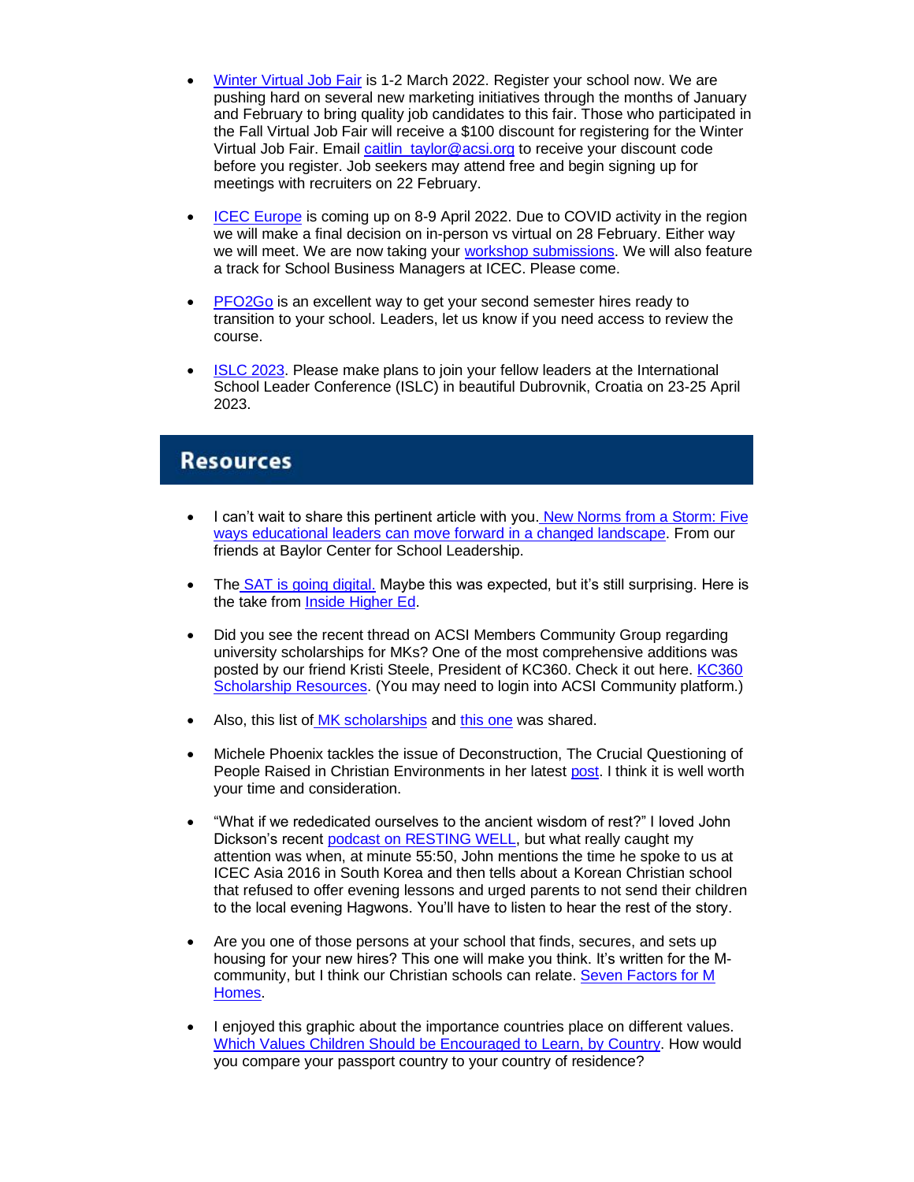- Winter Virtual Job Fair is 1-2 March 2022. Register your school now. We are pushing hard on several new marketing initiatives through the months of January and February to bring quality job candidates to this fair. Those who participated in the Fall Virtual Job Fair will receive a $100 discount for registering for the Winter Virtual Job Fair. Email caitlin_taylor@acsi.org to receive your discount code before you register. Job seekers may attend free and begin signing up for meetings with recruiters on 22 February.

- ICEC Europe is coming up on 8-9 April 2022. Due to COVID activity in the region we will make a final decision on in-person vs virtual on 28 February. Either way we will meet. We are now taking your workshop submissions. We will also feature a track for School Business Managers at ICEC. Please come.

- PFO2Go is an excellent way to get your second semester hires ready to transition to your school. Leaders, let us know if you need access to review the course.

- ISLC 2023. Please make plans to join your fellow leaders at the International School Leader Conference (ISLC) in beautiful Dubrovnik, Croatia on 23-25 April 2023.

## Resources

- I can't wait to share this pertinent article with you. New Norms from a Storm: Five ways educational leaders can move forward in a changed landscape. From our friends at Baylor Center for School Leadership.

- The SAT is going digital. Maybe this was expected, but it's still surprising. Here is the take from Inside Higher Ed.

- Did you see the recent thread on ACSI Members Community Group regarding university scholarships for MKs? One of the most comprehensive additions was posted by our friend Kristi Steele, President of KC360. Check it out here. KC360 Scholarship Resources. (You may need to login into ACSI Community platform.)

- Also, this list of MK scholarships and this one was shared.

- Michele Phoenix tackles the issue of Deconstruction, The Crucial Questioning of People Raised in Christian Environments in her latest post. I think it is well worth your time and consideration.

- "What if we rededicated ourselves to the ancient wisdom of rest?" I loved John Dickson's recent podcast on RESTING WELL, but what really caught my attention was when, at minute 55:50, John mentions the time he spoke to us at ICEC Asia 2016 in South Korea and then tells about a Korean Christian school that refused to offer evening lessons and urged parents to not send their children to the local evening Hagwons. You'll have to listen to hear the rest of the story.

- Are you one of those persons at your school that finds, secures, and sets up housing for your new hires? This one will make you think. It's written for the M-community, but I think our Christian schools can relate. Seven Factors for M Homes.

- I enjoyed this graphic about the importance countries place on different values. Which Values Children Should be Encouraged to Learn, by Country. How would you compare your passport country to your country of residence?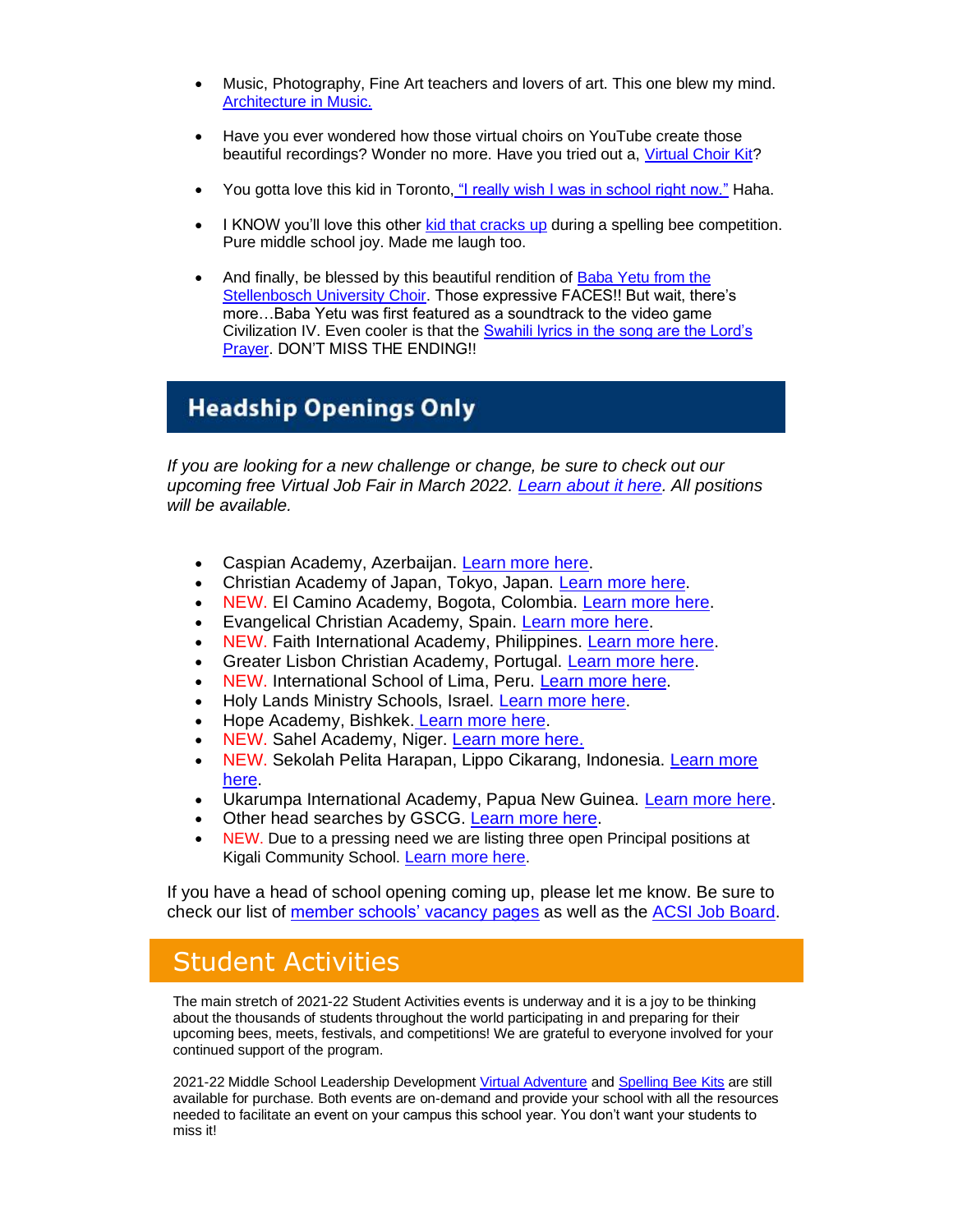- Music, Photography, Fine Art teachers and lovers of art. This one blew my mind. Architecture in Music.
- Have you ever wondered how those virtual choirs on YouTube create those beautiful recordings? Wonder no more. Have you tried out a, Virtual Choir Kit?
- You gotta love this kid in Toronto, "I really wish I was in school right now." Haha.
- I KNOW you'll love this other kid that cracks up during a spelling bee competition. Pure middle school joy. Made me laugh too.
- And finally, be blessed by this beautiful rendition of Baba Yetu from the Stellenbosch University Choir. Those expressive FACES!! But wait, there's more…Baba Yetu was first featured as a soundtrack to the video game Civilization IV. Even cooler is that the Swahili lyrics in the song are the Lord's Prayer. DON'T MISS THE ENDING!!

## Headship Openings Only

*If you are looking for a new challenge or change, be sure to check out our upcoming free Virtual Job Fair in March 2022. Learn about it here. All positions will be available.*

- Caspian Academy, Azerbaijan. Learn more here.
- Christian Academy of Japan, Tokyo, Japan. Learn more here.
- NEW. El Camino Academy, Bogota, Colombia. Learn more here.
- Evangelical Christian Academy, Spain. Learn more here.
- NEW. Faith International Academy, Philippines. Learn more here.
- Greater Lisbon Christian Academy, Portugal. Learn more here.
- NEW. International School of Lima, Peru. Learn more here.
- Holy Lands Ministry Schools, Israel. Learn more here.
- Hope Academy, Bishkek. Learn more here.
- NEW. Sahel Academy, Niger. Learn more here.
- NEW. Sekolah Pelita Harapan, Lippo Cikarang, Indonesia. Learn more here.
- Ukarumpa International Academy, Papua New Guinea. Learn more here.
- Other head searches by GSCG. Learn more here.
- NEW. Due to a pressing need we are listing three open Principal positions at Kigali Community School. Learn more here.

If you have a head of school opening coming up, please let me know. Be sure to check our list of member schools' vacancy pages as well as the ACSI Job Board.

## Student Activities

The main stretch of 2021-22 Student Activities events is underway and it is a joy to be thinking about the thousands of students throughout the world participating in and preparing for their upcoming bees, meets, festivals, and competitions! We are grateful to everyone involved for your continued support of the program.

2021-22 Middle School Leadership Development Virtual Adventure and Spelling Bee Kits are still available for purchase. Both events are on-demand and provide your school with all the resources needed to facilitate an event on your campus this school year. You don't want your students to miss it!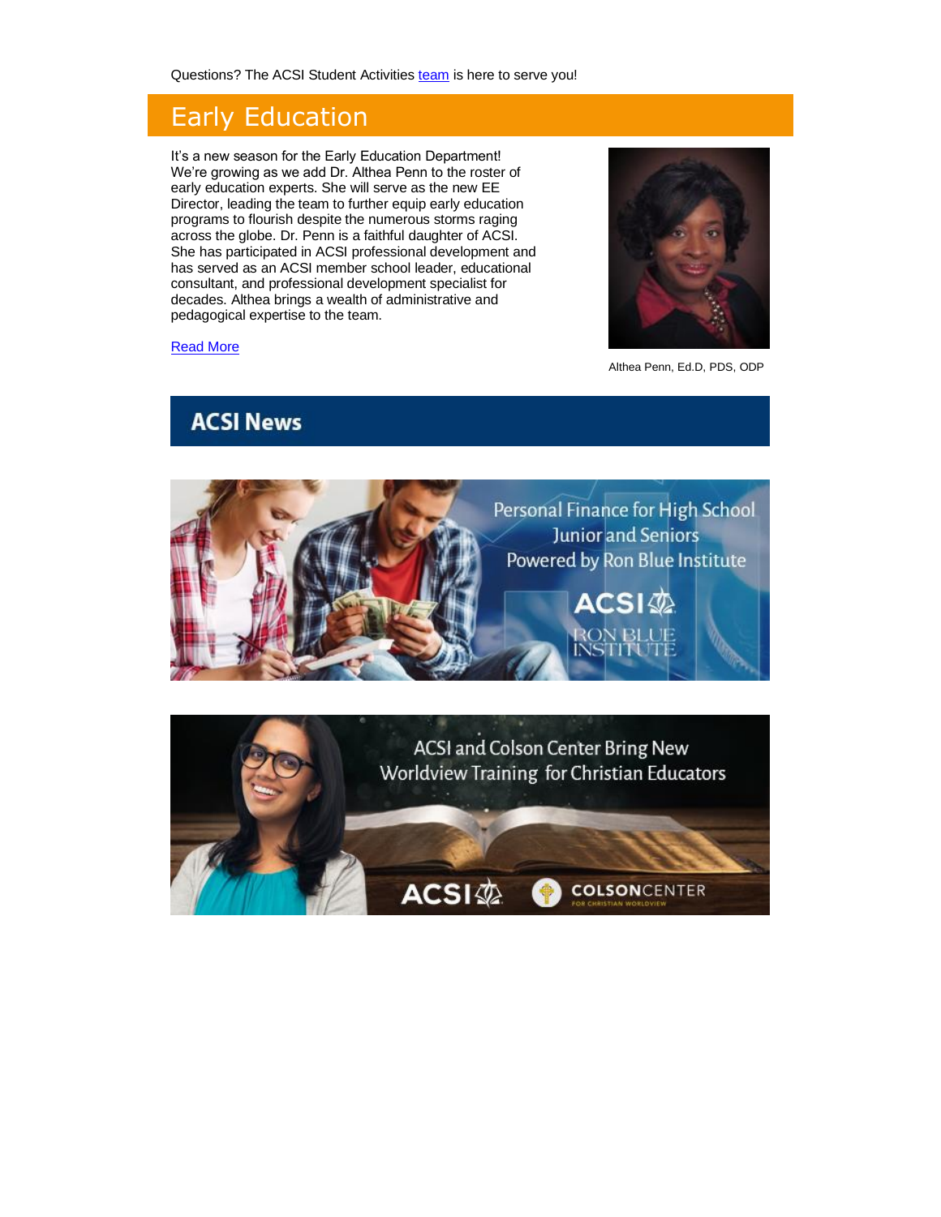Questions? The ACSI Student Activities team is here to serve you!

## Early Education

It's a new season for the Early Education Department! We're growing as we add Dr. Althea Penn to the roster of early education experts. She will serve as the new EE Director, leading the team to further equip early education programs to flourish despite the numerous storms raging across the globe. Dr. Penn is a faithful daughter of ACSI. She has participated in ACSI professional development and has served as an ACSI member school leader, educational consultant, and professional development specialist for decades. Althea brings a wealth of administrative and pedagogical expertise to the team.

Read More

Althea Penn, Ed.D, PDS, ODP

## ACSI News

Personal Finance for High School Junior and Seniors Powered by Ron Blue Institute

ACSI RON BLUE INSTITUTE

ACSI and Colson Center Bring New Worldview Training for Christian Educators

ACSI COLSONCENTER FOR CHRISTIAN WORLDVIEW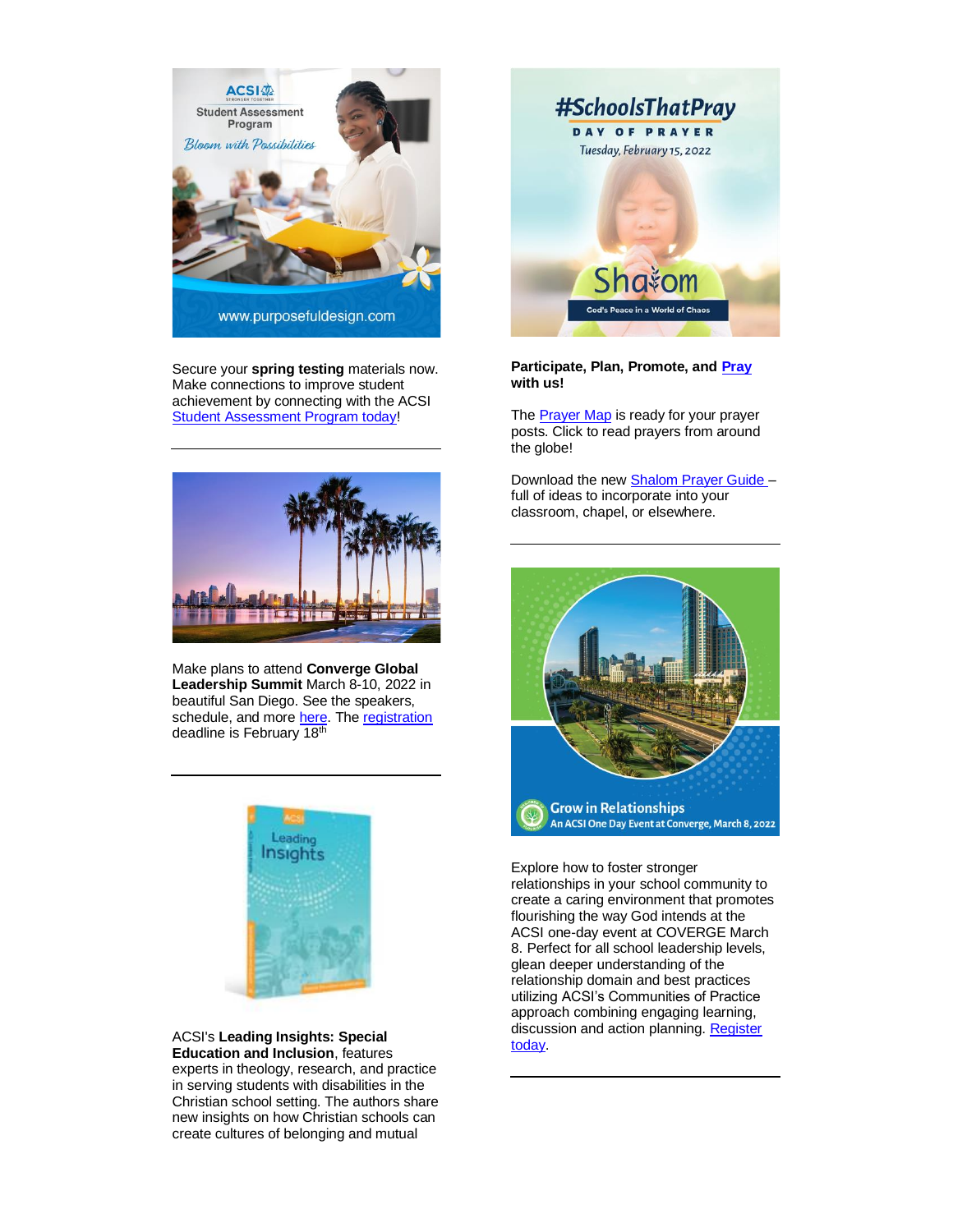Secure your **spring testing** materials now. Make connections to improve student achievement by connecting with the ACSI Student Assessment Program today!

---

Make plans to attend **Converge Global Leadership Summit** March 8-10, 2022 in beautiful San Diego. See the speakers, schedule, and more here. The registration deadline is February 18th

---

ACSI's **Leading Insights: Special Education and Inclusion**, features experts in theology, research, and practice in serving students with disabilities in the Christian school setting. The authors share new insights on how Christian schools can create cultures of belonging and mutual

**Participate, Plan, Promote, and Pray with us!**

The Prayer Map is ready for your prayer posts. Click to read prayers from around the globe!

Download the new Shalom Prayer Guide – full of ideas to incorporate into your classroom, chapel, or elsewhere.

---

Explore how to foster stronger relationships in your school community to create a caring environment that promotes flourishing the way God intends at the ACSI one-day event at COVERGE March 8. Perfect for all school leadership levels, glean deeper understanding of the relationship domain and best practices utilizing ACSI's Communities of Practice approach combining engaging learning, discussion and action planning. Register today.

---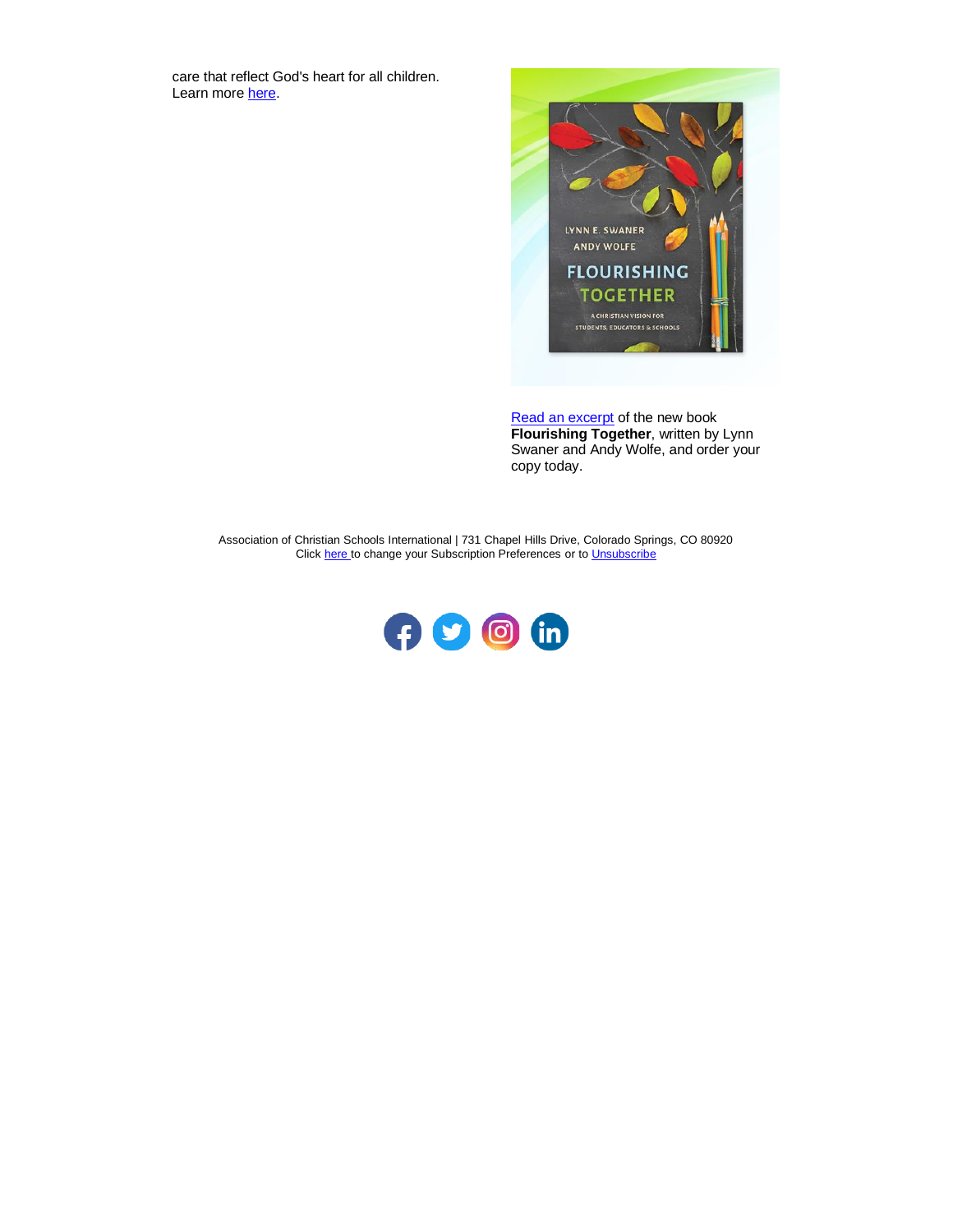care that reflect God's heart for all children. Learn more here.

Read an excerpt of the new book **Flourishing Together**, written by Lynn Swaner and Andy Wolfe, and order your copy today.

Association of Christian Schools International | 731 Chapel Hills Drive, Colorado Springs, CO 80920
Click here to change your Subscription Preferences or to Unsubscribe